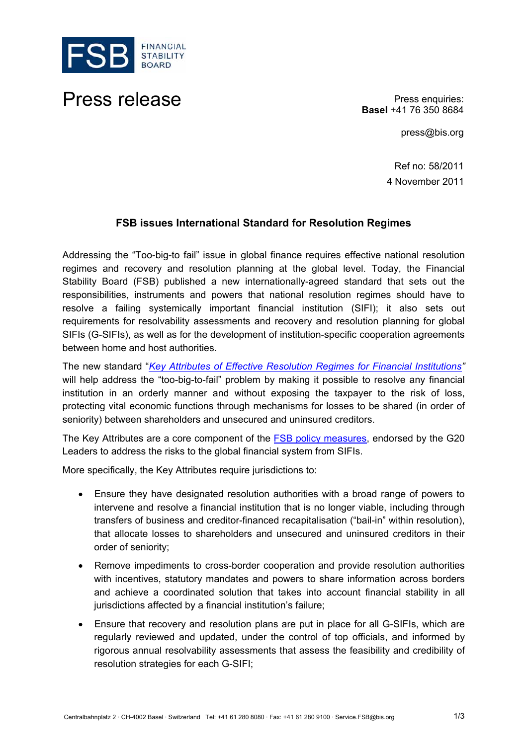FSB FINANCIAL STABILITY BOARD

# Press release

Press enquiries:
**Basel** +41 76 350 8684

press@bis.org

Ref no: 58/2011
4 November 2011

## FSB issues International Standard for Resolution Regimes

Addressing the "Too-big-to fail" issue in global finance requires effective national resolution regimes and recovery and resolution planning at the global level. Today, the Financial Stability Board (FSB) published a new internationally-agreed standard that sets out the responsibilities, instruments and powers that national resolution regimes should have to resolve a failing systemically important financial institution (SIFI); it also sets out requirements for resolvability assessments and recovery and resolution planning for global SIFIs (G-SIFIs), as well as for the development of institution-specific cooperation agreements between home and host authorities.

The new standard "*Key Attributes of Effective Resolution Regimes for Financial Institutions*" will help address the "too-big-to-fail" problem by making it possible to resolve any financial institution in an orderly manner and without exposing the taxpayer to the risk of loss, protecting vital economic functions through mechanisms for losses to be shared (in order of seniority) between shareholders and unsecured and uninsured creditors.

The Key Attributes are a core component of the FSB policy measures, endorsed by the G20 Leaders to address the risks to the global financial system from SIFIs.

More specifically, the Key Attributes require jurisdictions to:

- Ensure they have designated resolution authorities with a broad range of powers to intervene and resolve a financial institution that is no longer viable, including through transfers of business and creditor-financed recapitalisation ("bail-in" within resolution), that allocate losses to shareholders and unsecured and uninsured creditors in their order of seniority;
- Remove impediments to cross-border cooperation and provide resolution authorities with incentives, statutory mandates and powers to share information across borders and achieve a coordinated solution that takes into account financial stability in all jurisdictions affected by a financial institution's failure;
- Ensure that recovery and resolution plans are put in place for all G-SIFIs, which are regularly reviewed and updated, under the control of top officials, and informed by rigorous annual resolvability assessments that assess the feasibility and credibility of resolution strategies for each G-SIFI;

Centralbahnplatz 2 · CH-4002 Basel · Switzerland Tel: +41 61 280 8080 · Fax: +41 61 280 9100 · Service.FSB@bis.org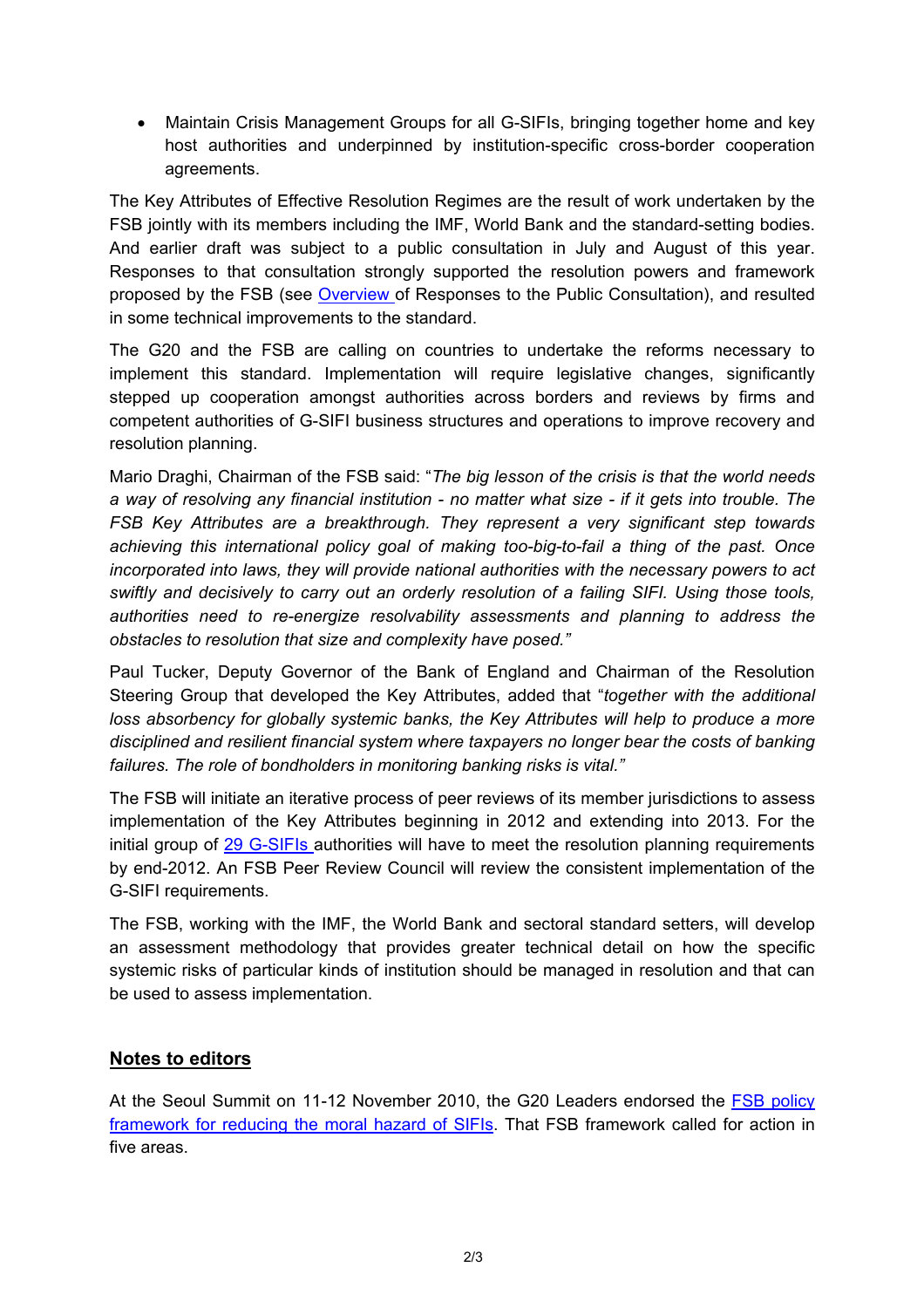- Maintain Crisis Management Groups for all G-SIFIs, bringing together home and key host authorities and underpinned by institution-specific cross-border cooperation agreements.

The Key Attributes of Effective Resolution Regimes are the result of work undertaken by the FSB jointly with its members including the IMF, World Bank and the standard-setting bodies. And earlier draft was subject to a public consultation in July and August of this year. Responses to that consultation strongly supported the resolution powers and framework proposed by the FSB (see [Overview](#) of Responses to the Public Consultation), and resulted in some technical improvements to the standard.

The G20 and the FSB are calling on countries to undertake the reforms necessary to implement this standard. Implementation will require legislative changes, significantly stepped up cooperation amongst authorities across borders and reviews by firms and competent authorities of G-SIFI business structures and operations to improve recovery and resolution planning.

Mario Draghi, Chairman of the FSB said: "*The big lesson of the crisis is that the world needs a way of resolving any financial institution - no matter what size - if it gets into trouble. The FSB Key Attributes are a breakthrough. They represent a very significant step towards achieving this international policy goal of making too-big-to-fail a thing of the past. Once incorporated into laws, they will provide national authorities with the necessary powers to act swiftly and decisively to carry out an orderly resolution of a failing SIFI. Using those tools, authorities need to re-energize resolvability assessments and planning to address the obstacles to resolution that size and complexity have posed.*"

Paul Tucker, Deputy Governor of the Bank of England and Chairman of the Resolution Steering Group that developed the Key Attributes, added that "*together with the additional loss absorbency for globally systemic banks, the Key Attributes will help to produce a more disciplined and resilient financial system where taxpayers no longer bear the costs of banking failures. The role of bondholders in monitoring banking risks is vital.*"

The FSB will initiate an iterative process of peer reviews of its member jurisdictions to assess implementation of the Key Attributes beginning in 2012 and extending into 2013. For the initial group of [29 G-SIFIs](#) authorities will have to meet the resolution planning requirements by end-2012. An FSB Peer Review Council will review the consistent implementation of the G-SIFI requirements.

The FSB, working with the IMF, the World Bank and sectoral standard setters, will develop an assessment methodology that provides greater technical detail on how the specific systemic risks of particular kinds of institution should be managed in resolution and that can be used to assess implementation.

## Notes to editors

At the Seoul Summit on 11-12 November 2010, the G20 Leaders endorsed the [FSB policy framework for reducing the moral hazard of SIFIs](#). That FSB framework called for action in five areas.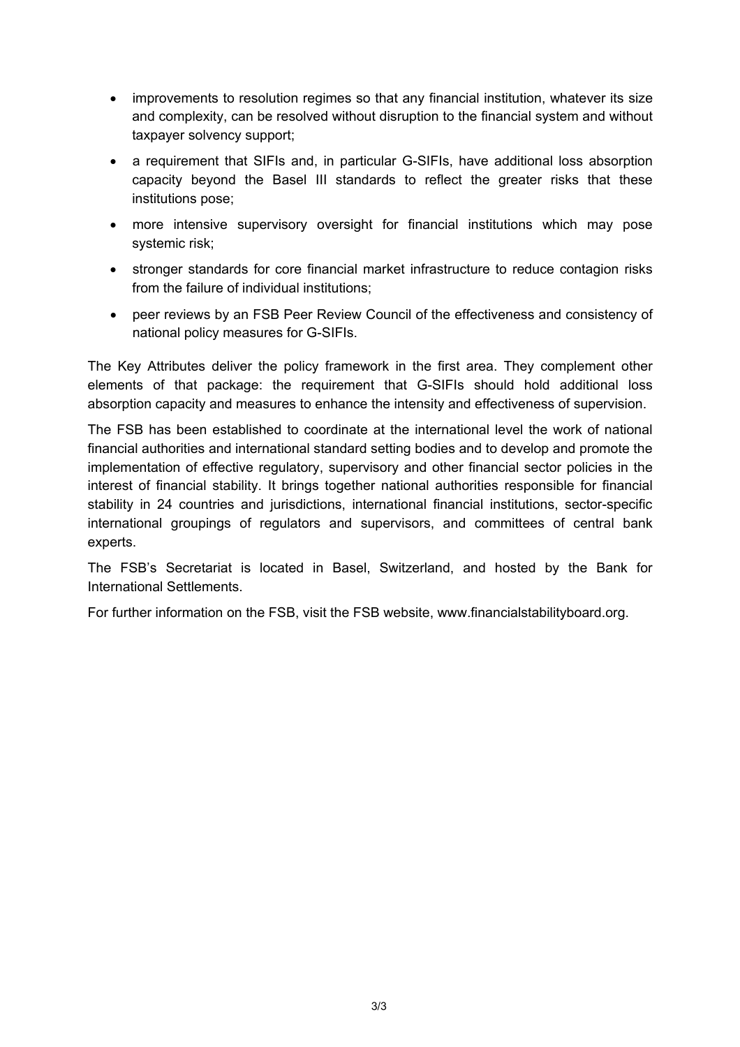- improvements to resolution regimes so that any financial institution, whatever its size and complexity, can be resolved without disruption to the financial system and without taxpayer solvency support;
- a requirement that SIFIs and, in particular G-SIFIs, have additional loss absorption capacity beyond the Basel III standards to reflect the greater risks that these institutions pose;
- more intensive supervisory oversight for financial institutions which may pose systemic risk;
- stronger standards for core financial market infrastructure to reduce contagion risks from the failure of individual institutions;
- peer reviews by an FSB Peer Review Council of the effectiveness and consistency of national policy measures for G-SIFIs.

The Key Attributes deliver the policy framework in the first area. They complement other elements of that package: the requirement that G-SIFIs should hold additional loss absorption capacity and measures to enhance the intensity and effectiveness of supervision.

The FSB has been established to coordinate at the international level the work of national financial authorities and international standard setting bodies and to develop and promote the implementation of effective regulatory, supervisory and other financial sector policies in the interest of financial stability. It brings together national authorities responsible for financial stability in 24 countries and jurisdictions, international financial institutions, sector-specific international groupings of regulators and supervisors, and committees of central bank experts.

The FSB's Secretariat is located in Basel, Switzerland, and hosted by the Bank for International Settlements.

For further information on the FSB, visit the FSB website, www.financialstabilityboard.org.